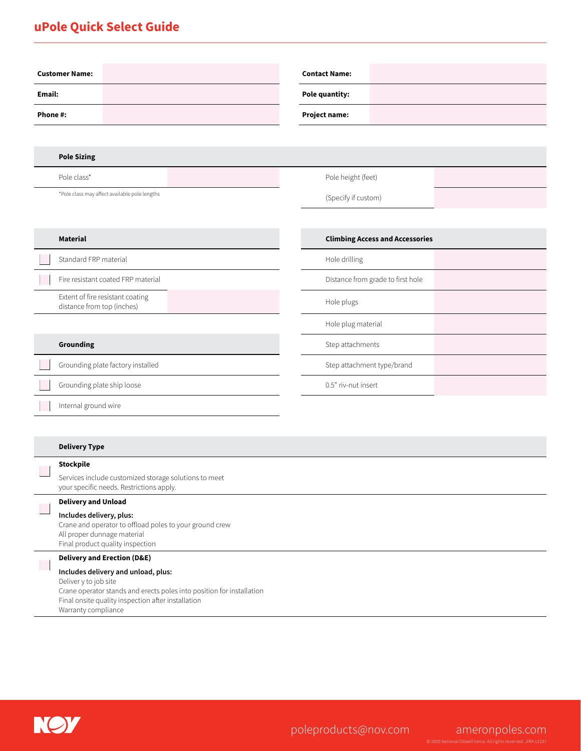# uPole Quick Select Guide

| Customer Name: | | Contact Name: | |
|---|---|---|---|
| Email: | | Pole quantity: | |
| Phone #: | | Project name: | |

## Pole Sizing

| | | | |
|---|---|---|---|
| Pole class* | | Pole height (feet) | |
| *Pole class may affect available pole lengths | | (Specify if custom) | |

## Material

| | |
|---|---|
| ☐ Standard FRP material | |
| ☐ Fire resistant coated FRP material | |
| Extent of fire resistant coating distance from top (inches) | |

## Climbing Access and Accessories

| | |
|---|---|
| Hole drilling | |
| Distance from grade to first hole | |
| Hole plugs | |
| Hole plug material | |
| Step attachments | |
| Step attachment type/brand | |
| 0.5" riv-nut insert | |

## Grounding

- ☐ Grounding plate factory installed
- ☐ Grounding plate ship loose
- ☐ Internal ground wire

## Delivery Type

☐ **Stockpile**

Services include customized storage solutions to meet your specific needs. Restrictions apply.

☐ **Delivery and Unload**

**Includes delivery, plus:**
Crane and operator to offload poles to your ground crew
All proper dunnage material
Final product quality inspection

☐ **Delivery and Erection (D&E)**

**Includes delivery and unload, plus:**
Deliver y to job site
Crane operator stands and erects poles into position for installation
Final onsite quality inspection after installation
Warranty compliance

poleproducts@nov.com ameronpoles.com

© 2020 National Oilwell Varco. All rights reserved. JIRA 12237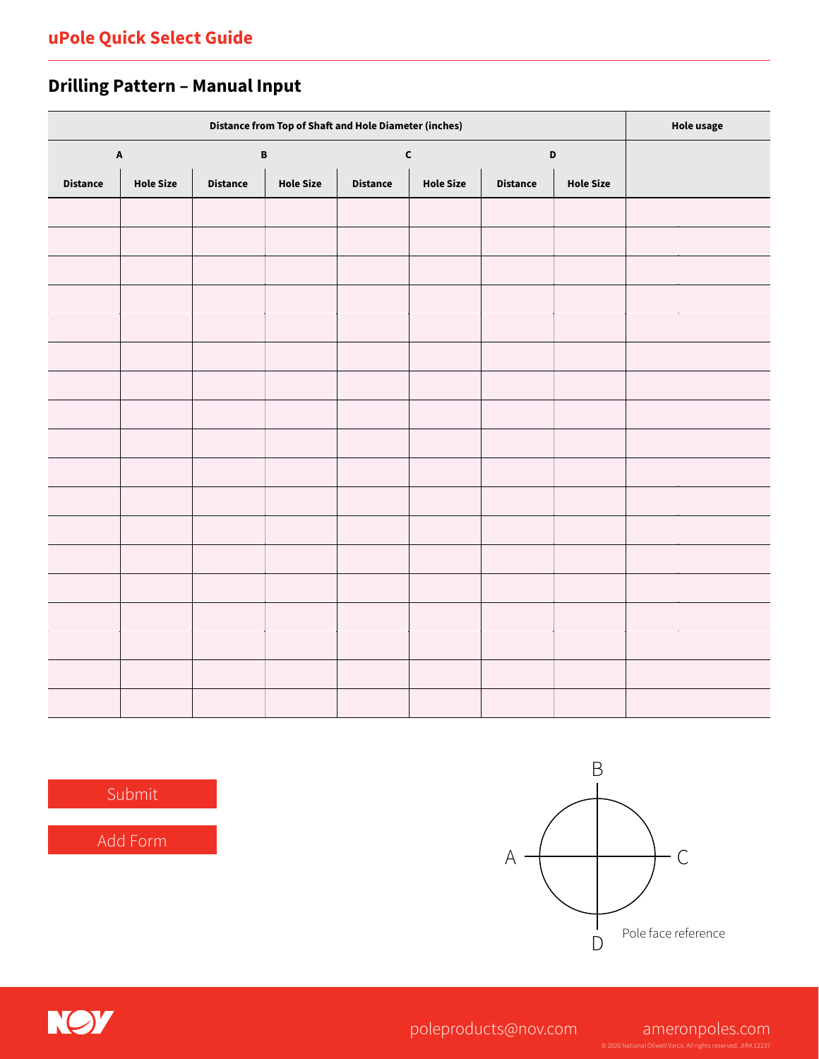## uPole Quick Select Guide

## Drilling Pattern – Manual Input

| Distance from Top of Shaft and Hole Diameter (inches) | | | | | | | | Hole usage |
|---|---|---|---|---|---|---|---|---|
| A | | B | | C | | D | | |
| Distance | Hole Size | Distance | Hole Size | Distance | Hole Size | Distance | Hole Size | |
| | | | | | | | | |
| | | | | | | | | |
| | | | | | | | | |
| | | | | | | | | |
| | | | | | | | | |
| | | | | | | | | |
| | | | | | | | | |
| | | | | | | | | |
| | | | | | | | | |
| | | | | | | | | |
| | | | | | | | | |
| | | | | | | | | |
| | | | | | | | | |
| | | | | | | | | |
| | | | | | | | | |
| | | | | | | | | |
| | | | | | | | | |
| | | | | | | | | |

Submit

Add Form

B

A

C

D

Pole face reference

poleproducts@nov.com

ameronpoles.com

© 2020 National Oilwell Varco. All rights reserved. JIRA 12237